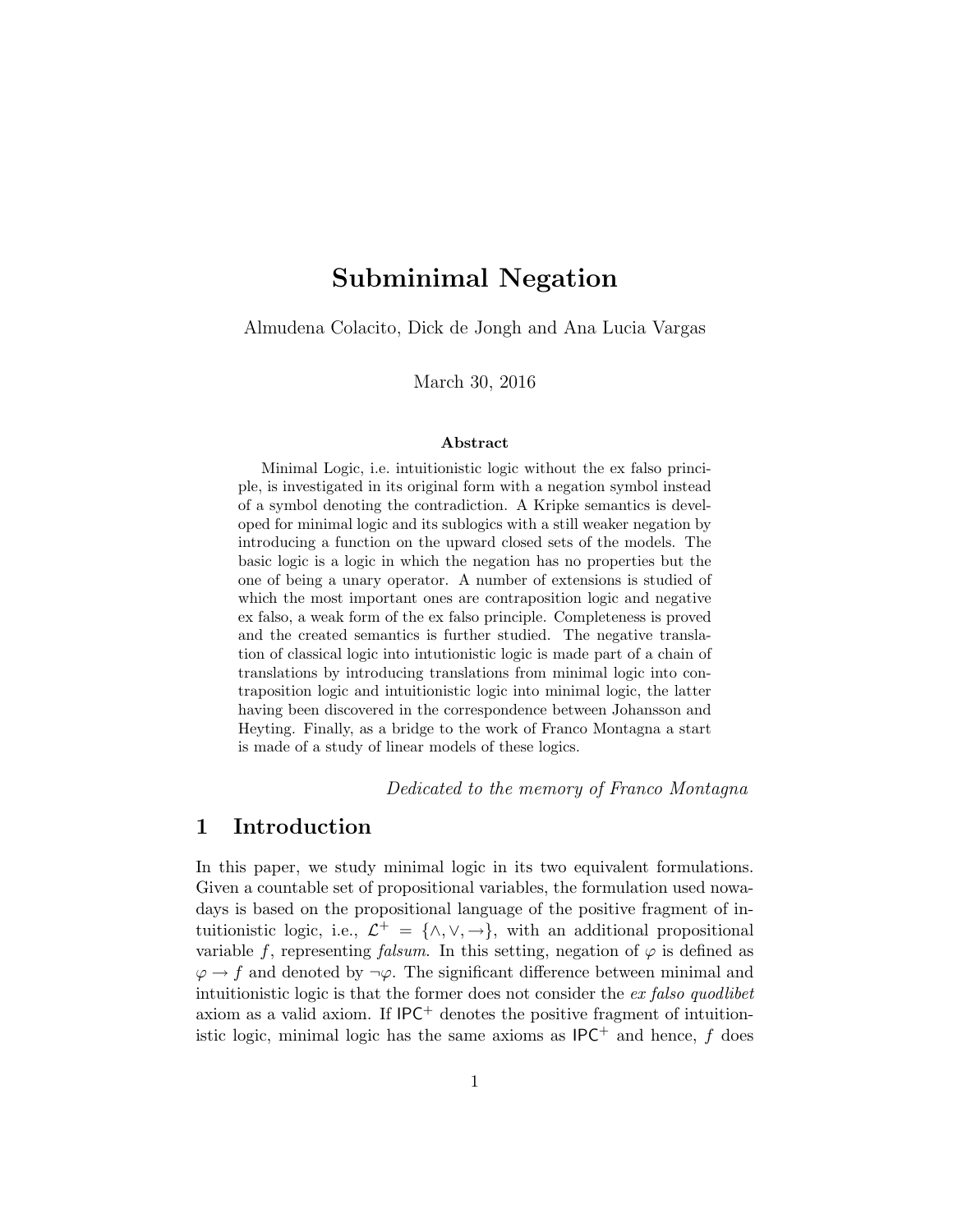# Subminimal Negation

Almudena Colacito, Dick de Jongh and Ana Lucia Vargas

March 30, 2016

### Abstract

Minimal Logic, i.e. intuitionistic logic without the ex falso principle, is investigated in its original form with a negation symbol instead of a symbol denoting the contradiction. A Kripke semantics is developed for minimal logic and its sublogics with a still weaker negation by introducing a function on the upward closed sets of the models. The basic logic is a logic in which the negation has no properties but the one of being a unary operator. A number of extensions is studied of which the most important ones are contraposition logic and negative ex falso, a weak form of the ex falso principle. Completeness is proved and the created semantics is further studied. The negative translation of classical logic into intutionistic logic is made part of a chain of translations by introducing translations from minimal logic into contraposition logic and intuitionistic logic into minimal logic, the latter having been discovered in the correspondence between Johansson and Heyting. Finally, as a bridge to the work of Franco Montagna a start is made of a study of linear models of these logics.

*Dedicated to the memory of Franco Montagna*

## 1 Introduction

In this paper, we study minimal logic in its two equivalent formulations. Given a countable set of propositional variables, the formulation used nowadays is based on the propositional language of the positive fragment of intuitionistic logic, i.e., $\mathcal{L}^+ = \{\wedge, \vee, \rightarrow\}$, with an additional propositional variable $f$, representing *falsum*. In this setting, negation of $\varphi$ is defined as $\varphi \rightarrow f$ and denoted by $\neg\varphi$. The significant difference between minimal and intuitionistic logic is that the former does not consider the *ex falso quodlibet* axiom as a valid axiom. If $\mathsf{IPC}^+$ denotes the positive fragment of intuitionistic logic, minimal logic has the same axioms as $\mathsf{IPC}^+$ and hence, $f$ does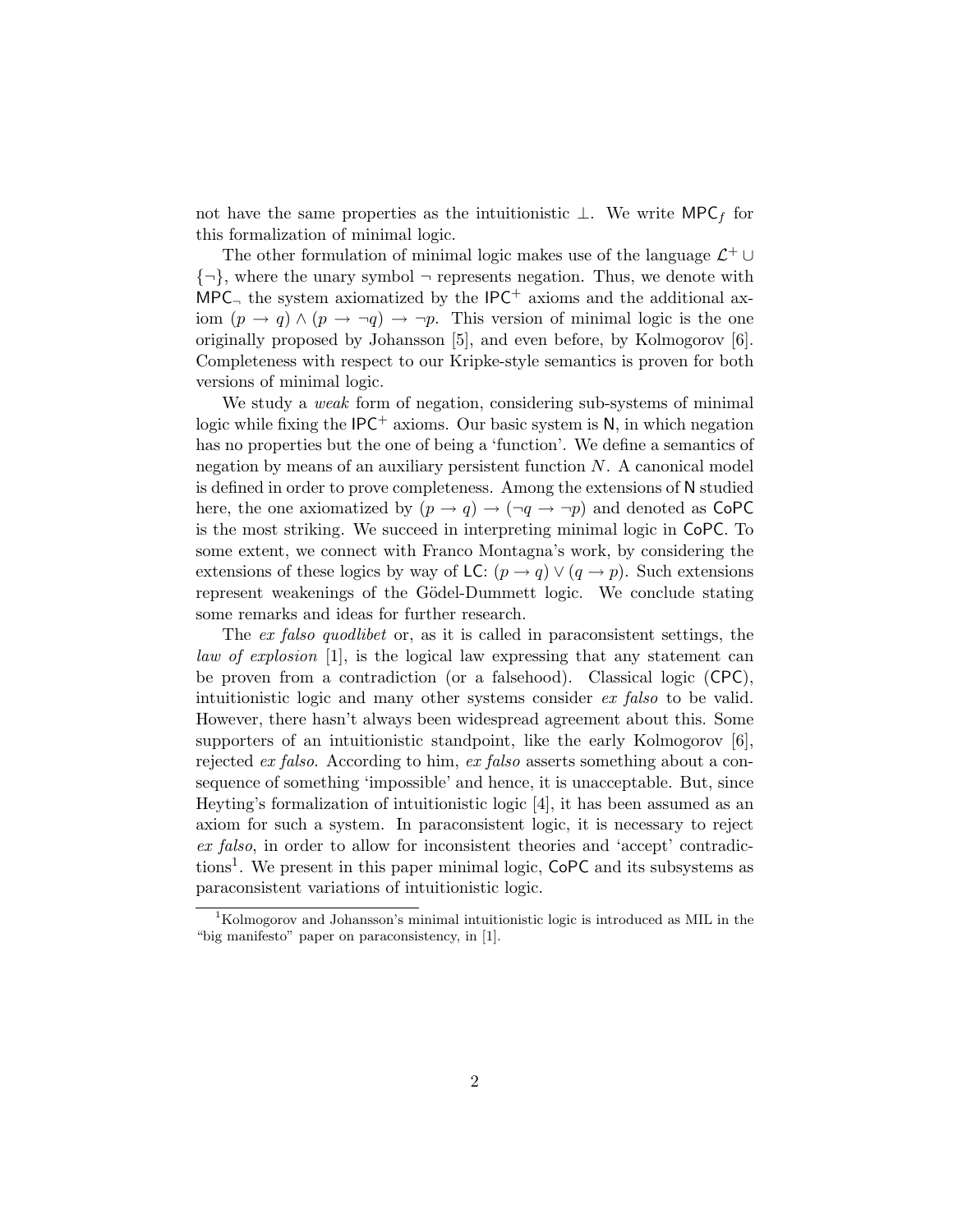not have the same properties as the intuitionistic $\bot$. We write $\mathsf{MPC}_f$ for this formalization of minimal logic.

The other formulation of minimal logic makes use of the language $\mathcal{L}^+ \cup \{\neg\}$, where the unary symbol $\neg$ represents negation. Thus, we denote with $\mathsf{MPC}_\neg$ the system axiomatized by the $\mathsf{IPC}^+$ axioms and the additional axiom $(p \to q) \wedge (p \to \neg q) \to \neg p$. This version of minimal logic is the one originally proposed by Johansson [5], and even before, by Kolmogorov [6]. Completeness with respect to our Kripke-style semantics is proven for both versions of minimal logic.

We study a *weak* form of negation, considering sub-systems of minimal logic while fixing the $\mathsf{IPC}^+$ axioms. Our basic system is $\mathsf{N}$, in which negation has no properties but the one of being a 'function'. We define a semantics of negation by means of an auxiliary persistent function $N$. A canonical model is defined in order to prove completeness. Among the extensions of $\mathsf{N}$ studied here, the one axiomatized by $(p \to q) \to (\neg q \to \neg p)$ and denoted as $\mathsf{CoPC}$ is the most striking. We succeed in interpreting minimal logic in $\mathsf{CoPC}$. To some extent, we connect with Franco Montagna's work, by considering the extensions of these logics by way of $\mathsf{LC}$: $(p \to q) \vee (q \to p)$. Such extensions represent weakenings of the Gödel-Dummett logic. We conclude stating some remarks and ideas for further research.

The *ex falso quodlibet* or, as it is called in paraconsistent settings, the *law of explosion* [1], is the logical law expressing that any statement can be proven from a contradiction (or a falsehood). Classical logic ($\mathsf{CPC}$), intuitionistic logic and many other systems consider *ex falso* to be valid. However, there hasn't always been widespread agreement about this. Some supporters of an intuitionistic standpoint, like the early Kolmogorov [6], rejected *ex falso*. According to him, *ex falso* asserts something about a consequence of something 'impossible' and hence, it is unacceptable. But, since Heyting's formalization of intuitionistic logic [4], it has been assumed as an axiom for such a system. In paraconsistent logic, it is necessary to reject *ex falso*, in order to allow for inconsistent theories and 'accept' contradictions[1]. We present in this paper minimal logic, $\mathsf{CoPC}$ and its subsystems as paraconsistent variations of intuitionistic logic.

[1] Kolmogorov and Johansson's minimal intuitionistic logic is introduced as MIL in the "big manifesto" paper on paraconsistency, in [1].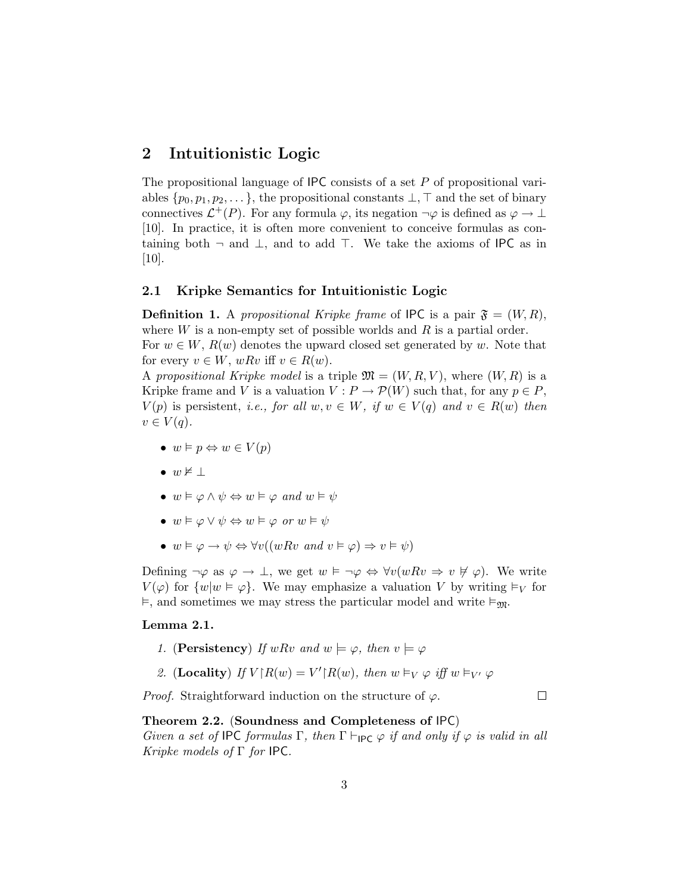## 2 Intuitionistic Logic

The propositional language of IPC consists of a set $P$ of propositional variables $\{p_0, p_1, p_2, \dots\}$, the propositional constants $\bot, \top$ and the set of binary connectives $\mathcal{L}^+(P)$. For any formula $\varphi$, its negation $\neg\varphi$ is defined as $\varphi \to \bot$ [10]. In practice, it is often more convenient to conceive formulas as containing both $\neg$ and $\bot$, and to add $\top$. We take the axioms of IPC as in [10].

### 2.1 Kripke Semantics for Intuitionistic Logic

**Definition 1.** A *propositional Kripke frame* of IPC is a pair $\mathfrak{F} = (W, R)$, where $W$ is a non-empty set of possible worlds and $R$ is a partial order.
For $w \in W$, $R(w)$ denotes the upward closed set generated by $w$. Note that for every $v \in W$, $wRv$ iff $v \in R(w)$.
A *propositional Kripke model* is a triple $\mathfrak{M} = (W, R, V)$, where $(W, R)$ is a Kripke frame and $V$ is a valuation $V : P \to \mathcal{P}(W)$ such that, for any $p \in P$, $V(p)$ is persistent, *i.e., for all* $w, v \in W$*, if* $w \in V(q)$ *and* $v \in R(w)$ *then* $v \in V(q)$.

- $w \vDash p \Leftrightarrow w \in V(p)$
- $w \nvDash \bot$
- $w \vDash \varphi \wedge \psi \Leftrightarrow w \vDash \varphi$ *and* $w \vDash \psi$
- $w \vDash \varphi \vee \psi \Leftrightarrow w \vDash \varphi$ *or* $w \vDash \psi$
- $w \vDash \varphi \to \psi \Leftrightarrow \forall v((wRv$ *and* $v \vDash \varphi) \Rightarrow v \vDash \psi)$

Defining $\neg\varphi$ as $\varphi \to \bot$, we get $w \vDash \neg\varphi \Leftrightarrow \forall v(wRv \Rightarrow v \nvDash \varphi)$. We write $V(\varphi)$ for $\{w | w \vDash \varphi\}$. We may emphasize a valuation $V$ by writing $\vDash_V$ for $\vDash$, and sometimes we may stress the particular model and write $\vDash_{\mathfrak{M}}$.

**Lemma 2.1.**

1. (**Persistency**) *If* $wRv$ *and* $w \models \varphi$*, then* $v \models \varphi$
2. (**Locality**) *If* $V \upharpoonright R(w) = V' \upharpoonright R(w)$*, then* $w \vDash_V \varphi$ *iff* $w \vDash_{V'} \varphi$

*Proof.* Straightforward induction on the structure of $\varphi$. □

**Theorem 2.2.** (**Soundness and Completeness of** IPC)
*Given a set of* IPC *formulas* $\Gamma$*, then* $\Gamma \vdash_{\mathsf{IPC}} \varphi$ *if and only if* $\varphi$ *is valid in all Kripke models of* $\Gamma$ *for* IPC*.*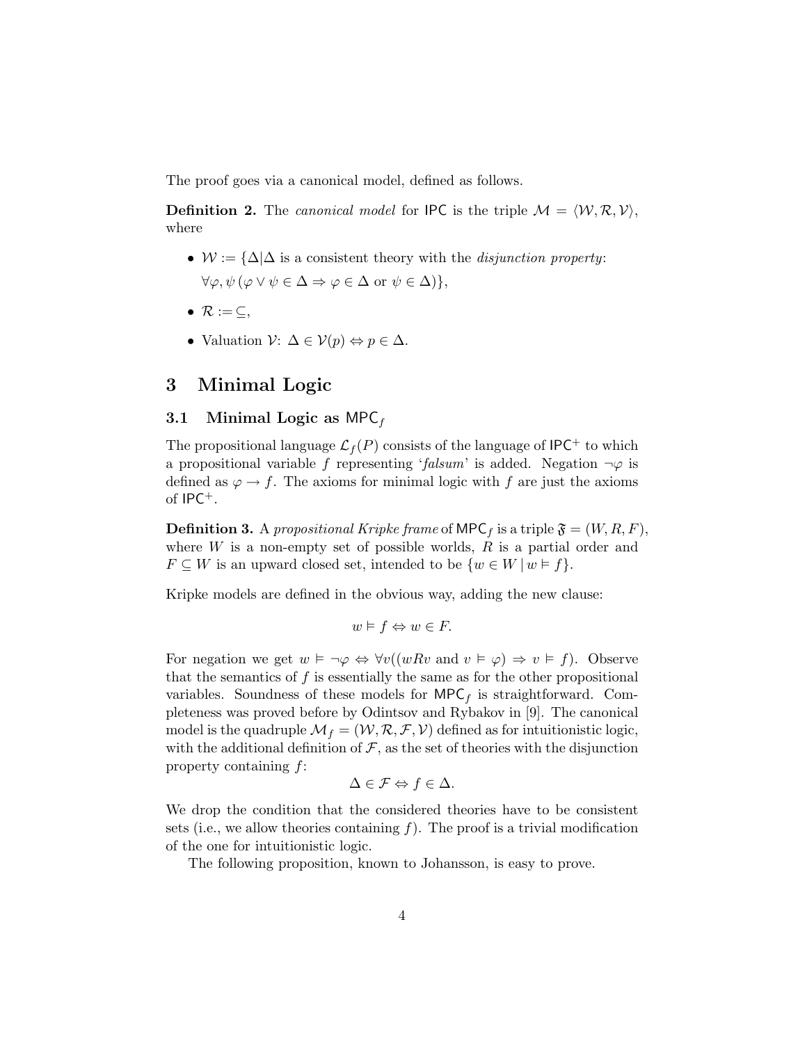The proof goes via a canonical model, defined as follows.

**Definition 2.** The *canonical model* for $\mathsf{IPC}$ is the triple $\mathcal{M} = \langle \mathcal{W}, \mathcal{R}, \mathcal{V} \rangle$, where

- $\mathcal{W} := \{\Delta | \Delta$ is a consistent theory with the *disjunction property*: $\forall \varphi, \psi \, (\varphi \vee \psi \in \Delta \Rightarrow \varphi \in \Delta$ or $\psi \in \Delta)\}$,
- $\mathcal{R} := \subseteq$,
- Valuation $\mathcal{V}$: $\Delta \in \mathcal{V}(p) \Leftrightarrow p \in \Delta$.

## 3 Minimal Logic

### 3.1 Minimal Logic as $\mathsf{MPC}_f$

The propositional language $\mathcal{L}_f(P)$ consists of the language of $\mathsf{IPC}^+$ to which a propositional variable $f$ representing '*falsum*' is added. Negation $\neg\varphi$ is defined as $\varphi \to f$. The axioms for minimal logic with $f$ are just the axioms of $\mathsf{IPC}^+$.

**Definition 3.** A *propositional Kripke frame* of $\mathsf{MPC}_f$ is a triple $\mathfrak{F} = (W, R, F)$, where $W$ is a non-empty set of possible worlds, $R$ is a partial order and $F \subseteq W$ is an upward closed set, intended to be $\{w \in W \mid w \vDash f\}$.

Kripke models are defined in the obvious way, adding the new clause:

$$w \vDash f \Leftrightarrow w \in F.$$

For negation we get $w \vDash \neg\varphi \Leftrightarrow \forall v((wRv \text{ and } v \vDash \varphi) \Rightarrow v \vDash f)$. Observe that the semantics of $f$ is essentially the same as for the other propositional variables. Soundness of these models for $\mathsf{MPC}_f$ is straightforward. Completeness was proved before by Odintsov and Rybakov in [9]. The canonical model is the quadruple $\mathcal{M}_f = (\mathcal{W}, \mathcal{R}, \mathcal{F}, \mathcal{V})$ defined as for intuitionistic logic, with the additional definition of $\mathcal{F}$, as the set of theories with the disjunction property containing $f$:

$$\Delta \in \mathcal{F} \Leftrightarrow f \in \Delta.$$

We drop the condition that the considered theories have to be consistent sets (i.e., we allow theories containing $f$). The proof is a trivial modification of the one for intuitionistic logic.

The following proposition, known to Johansson, is easy to prove.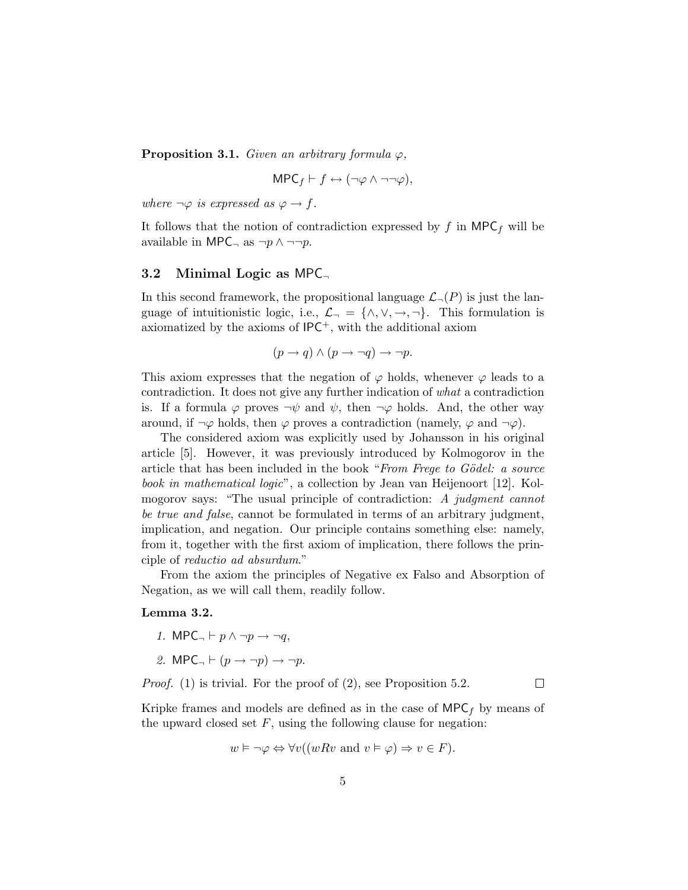**Proposition 3.1.** *Given an arbitrary formula $\varphi$,*

$$\mathsf{MPC}_f \vdash f \leftrightarrow (\neg\varphi \wedge \neg\neg\varphi),$$

*where $\neg\varphi$ is expressed as $\varphi \to f$.*

It follows that the notion of contradiction expressed by $f$ in $\mathsf{MPC}_f$ will be available in $\mathsf{MPC}_\neg$ as $\neg p \wedge \neg\neg p$.

### 3.2 Minimal Logic as $\mathsf{MPC}_\neg$

In this second framework, the propositional language $\mathcal{L}_\neg(P)$ is just the language of intuitionistic logic, i.e., $\mathcal{L}_\neg = \{\wedge, \vee, \to, \neg\}$. This formulation is axiomatized by the axioms of $\mathsf{IPC}^+$, with the additional axiom

$$(p \to q) \wedge (p \to \neg q) \to \neg p.$$

This axiom expresses that the negation of $\varphi$ holds, whenever $\varphi$ leads to a contradiction. It does not give any further indication of *what* a contradiction is. If a formula $\varphi$ proves $\neg\psi$ and $\psi$, then $\neg\varphi$ holds. And, the other way around, if $\neg\varphi$ holds, then $\varphi$ proves a contradiction (namely, $\varphi$ and $\neg\varphi$).

The considered axiom was explicitly used by Johansson in his original article [5]. However, it was previously introduced by Kolmogorov in the article that has been included in the book "*From Frege to Gödel: a source book in mathematical logic*", a collection by Jean van Heijenoort [12]. Kolmogorov says: "The usual principle of contradiction: *A judgment cannot be true and false*, cannot be formulated in terms of an arbitrary judgment, implication, and negation. Our principle contains something else: namely, from it, together with the first axiom of implication, there follows the principle of *reductio ad absurdum*."

From the axiom the principles of Negative ex Falso and Absorption of Negation, as we will call them, readily follow.

**Lemma 3.2.**

1. $\mathsf{MPC}_\neg \vdash p \wedge \neg p \to \neg q$,
2. $\mathsf{MPC}_\neg \vdash (p \to \neg p) \to \neg p$.

*Proof.* (1) is trivial. For the proof of (2), see Proposition 5.2. $\square$

Kripke frames and models are defined as in the case of $\mathsf{MPC}_f$ by means of the upward closed set $F$, using the following clause for negation:

$$w \vDash \neg\varphi \Leftrightarrow \forall v((wRv \text{ and } v \vDash \varphi) \Rightarrow v \in F).$$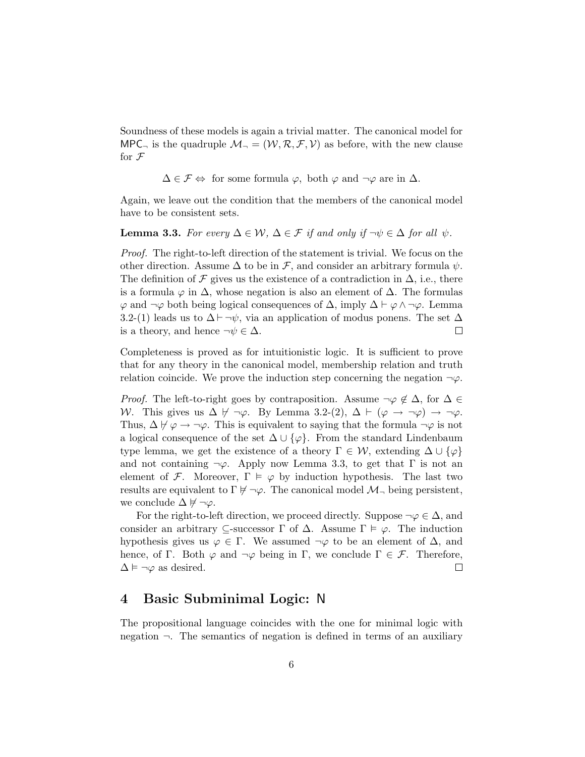Soundness of these models is again a trivial matter. The canonical model for $\mathsf{MPC}_\neg$ is the quadruple $\mathcal{M}_\neg = (\mathcal{W}, \mathcal{R}, \mathcal{F}, \mathcal{V})$ as before, with the new clause for $\mathcal{F}$

$$\Delta \in \mathcal{F} \Leftrightarrow \text{ for some formula } \varphi, \text{ both } \varphi \text{ and } \neg\varphi \text{ are in } \Delta.$$

Again, we leave out the condition that the members of the canonical model have to be consistent sets.

**Lemma 3.3.** *For every $\Delta \in \mathcal{W}$, $\Delta \in \mathcal{F}$ if and only if $\neg\psi \in \Delta$ for all $\psi$.*

*Proof.* The right-to-left direction of the statement is trivial. We focus on the other direction. Assume $\Delta$ to be in $\mathcal{F}$, and consider an arbitrary formula $\psi$. The definition of $\mathcal{F}$ gives us the existence of a contradiction in $\Delta$, i.e., there is a formula $\varphi$ in $\Delta$, whose negation is also an element of $\Delta$. The formulas $\varphi$ and $\neg\varphi$ both being logical consequences of $\Delta$, imply $\Delta \vdash \varphi \wedge \neg\varphi$. Lemma 3.2-(1) leads us to $\Delta \vdash \neg\psi$, via an application of modus ponens. The set $\Delta$ is a theory, and hence $\neg\psi \in \Delta$. $\square$

Completeness is proved as for intuitionistic logic. It is sufficient to prove that for any theory in the canonical model, membership relation and truth relation coincide. We prove the induction step concerning the negation $\neg\varphi$.

*Proof.* The left-to-right goes by contraposition. Assume $\neg\varphi \notin \Delta$, for $\Delta \in \mathcal{W}$. This gives us $\Delta \nvdash \neg\varphi$. By Lemma 3.2-(2), $\Delta \vdash (\varphi \to \neg\varphi) \to \neg\varphi$. Thus, $\Delta \nvdash \varphi \to \neg\varphi$. This is equivalent to saying that the formula $\neg\varphi$ is not a logical consequence of the set $\Delta \cup \{\varphi\}$. From the standard Lindenbaum type lemma, we get the existence of a theory $\Gamma \in \mathcal{W}$, extending $\Delta \cup \{\varphi\}$ and not containing $\neg\varphi$. Apply now Lemma 3.3, to get that $\Gamma$ is not an element of $\mathcal{F}$. Moreover, $\Gamma \vDash \varphi$ by induction hypothesis. The last two results are equivalent to $\Gamma \nvDash \neg\varphi$. The canonical model $\mathcal{M}_\neg$ being persistent, we conclude $\Delta \nvDash \neg\varphi$.

For the right-to-left direction, we proceed directly. Suppose $\neg\varphi \in \Delta$, and consider an arbitrary $\subseteq$-successor $\Gamma$ of $\Delta$. Assume $\Gamma \vDash \varphi$. The induction hypothesis gives us $\varphi \in \Gamma$. We assumed $\neg\varphi$ to be an element of $\Delta$, and hence, of $\Gamma$. Both $\varphi$ and $\neg\varphi$ being in $\Gamma$, we conclude $\Gamma \in \mathcal{F}$. Therefore, $\Delta \vDash \neg\varphi$ as desired. $\square$

## 4 Basic Subminimal Logic: $\mathsf{N}$

The propositional language coincides with the one for minimal logic with negation $\neg$. The semantics of negation is defined in terms of an auxiliary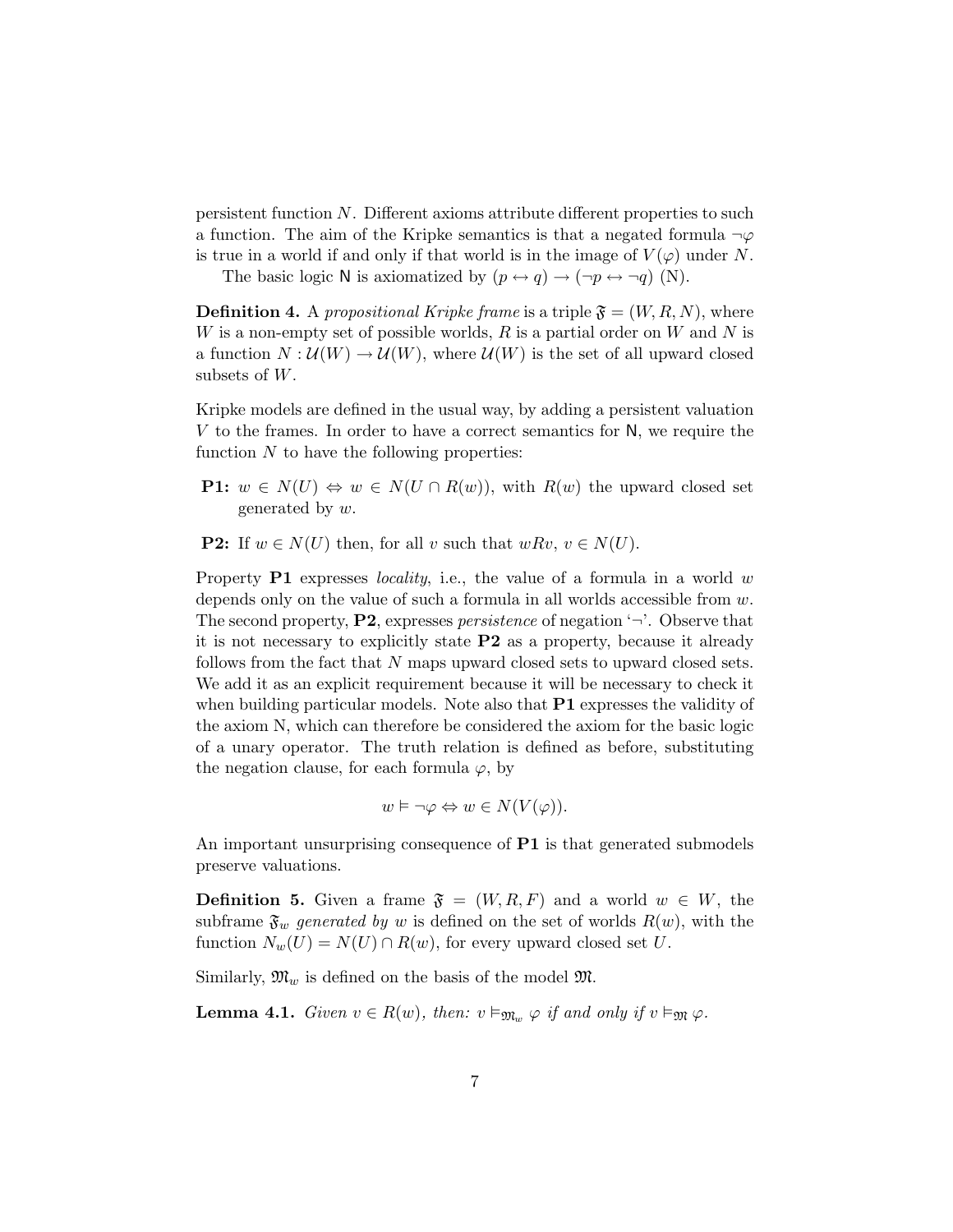persistent function $N$. Different axioms attribute different properties to such a function. The aim of the Kripke semantics is that a negated formula $\neg\varphi$ is true in a world if and only if that world is in the image of $V(\varphi)$ under $N$.

The basic logic $\mathsf{N}$ is axiomatized by $(p \leftrightarrow q) \rightarrow (\neg p \leftrightarrow \neg q)$ (N).

**Definition 4.** A *propositional Kripke frame* is a triple $\mathfrak{F} = (W, R, N)$, where $W$ is a non-empty set of possible worlds, $R$ is a partial order on $W$ and $N$ is a function $N : \mathcal{U}(W) \rightarrow \mathcal{U}(W)$, where $\mathcal{U}(W)$ is the set of all upward closed subsets of $W$.

Kripke models are defined in the usual way, by adding a persistent valuation $V$ to the frames. In order to have a correct semantics for $\mathsf{N}$, we require the function $N$ to have the following properties:

- **P1:** $w \in N(U) \Leftrightarrow w \in N(U \cap R(w))$, with $R(w)$ the upward closed set generated by $w$.
- **P2:** If $w \in N(U)$ then, for all $v$ such that $wRv$, $v \in N(U)$.

Property **P1** expresses *locality*, i.e., the value of a formula in a world $w$ depends only on the value of such a formula in all worlds accessible from $w$. The second property, **P2**, expresses *persistence* of negation '$\neg$'. Observe that it is not necessary to explicitly state **P2** as a property, because it already follows from the fact that $N$ maps upward closed sets to upward closed sets. We add it as an explicit requirement because it will be necessary to check it when building particular models. Note also that **P1** expresses the validity of the axiom N, which can therefore be considered the axiom for the basic logic of a unary operator. The truth relation is defined as before, substituting the negation clause, for each formula $\varphi$, by

$$w \vDash \neg\varphi \Leftrightarrow w \in N(V(\varphi)).$$

An important unsurprising consequence of **P1** is that generated submodels preserve valuations.

**Definition 5.** Given a frame $\mathfrak{F} = (W, R, F)$ and a world $w \in W$, the subframe $\mathfrak{F}_w$ *generated by* $w$ is defined on the set of worlds $R(w)$, with the function $N_w(U) = N(U) \cap R(w)$, for every upward closed set $U$.

Similarly, $\mathfrak{M}_w$ is defined on the basis of the model $\mathfrak{M}$.

**Lemma 4.1.** *Given $v \in R(w)$, then: $v \vDash_{\mathfrak{M}_w} \varphi$ if and only if $v \vDash_{\mathfrak{M}} \varphi$.*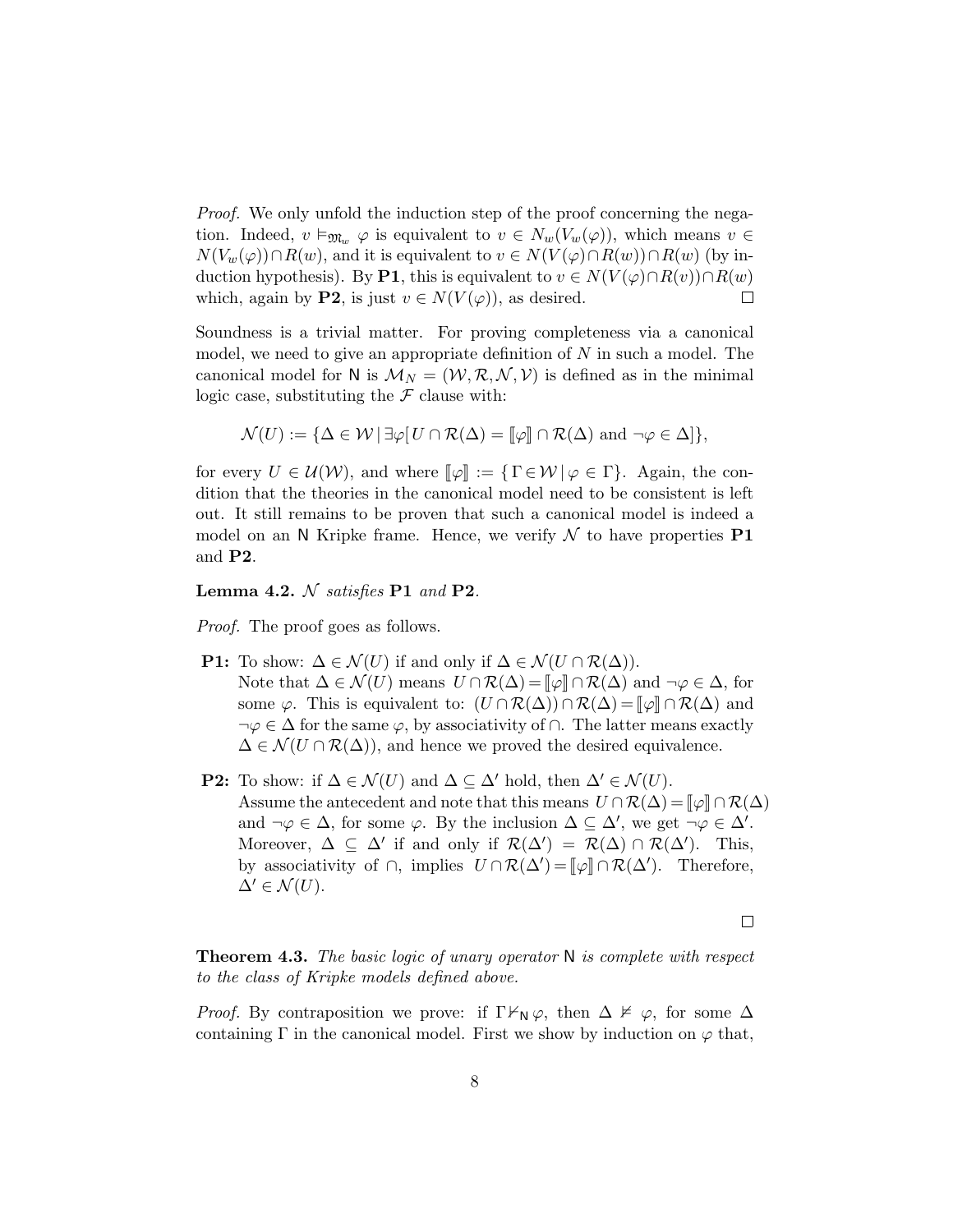*Proof.* We only unfold the induction step of the proof concerning the negation. Indeed, $v \vDash_{\mathfrak{M}_w} \varphi$ is equivalent to $v \in N_w(V_w(\varphi))$, which means $v \in N(V_w(\varphi)) \cap R(w)$, and it is equivalent to $v \in N(V(\varphi) \cap R(w)) \cap R(w)$ (by induction hypothesis). By **P1**, this is equivalent to $v \in N(V(\varphi) \cap R(v)) \cap R(w)$ which, again by **P2**, is just $v \in N(V(\varphi))$, as desired. □

Soundness is a trivial matter. For proving completeness via a canonical model, we need to give an appropriate definition of $N$ in such a model. The canonical model for $\mathsf{N}$ is $\mathcal{M}_N = (\mathcal{W}, \mathcal{R}, \mathcal{N}, \mathcal{V})$ is defined as in the minimal logic case, substituting the $\mathcal{F}$ clause with:

$$\mathcal{N}(U) := \{\Delta \in \mathcal{W} \,|\, \exists \varphi [U \cap \mathcal{R}(\Delta) = \llbracket \varphi \rrbracket \cap \mathcal{R}(\Delta) \text{ and } \neg\varphi \in \Delta]\},$$

for every $U \in \mathcal{U}(\mathcal{W})$, and where $\llbracket \varphi \rrbracket := \{\, \Gamma \in \mathcal{W} \,|\, \varphi \in \Gamma\}$. Again, the condition that the theories in the canonical model need to be consistent is left out. It still remains to be proven that such a canonical model is indeed a model on an $\mathsf{N}$ Kripke frame. Hence, we verify $\mathcal{N}$ to have properties **P1** and **P2**.

**Lemma 4.2.** *$\mathcal{N}$ satisfies* **P1** *and* **P2**.

*Proof.* The proof goes as follows.

- **P1:** To show: $\Delta \in \mathcal{N}(U)$ if and only if $\Delta \in \mathcal{N}(U \cap \mathcal{R}(\Delta))$.
  Note that $\Delta \in \mathcal{N}(U)$ means $U \cap \mathcal{R}(\Delta) = \llbracket \varphi \rrbracket \cap \mathcal{R}(\Delta)$ and $\neg\varphi \in \Delta$, for some $\varphi$. This is equivalent to: $(U \cap \mathcal{R}(\Delta)) \cap \mathcal{R}(\Delta) = \llbracket \varphi \rrbracket \cap \mathcal{R}(\Delta)$ and $\neg\varphi \in \Delta$ for the same $\varphi$, by associativity of $\cap$. The latter means exactly $\Delta \in \mathcal{N}(U \cap \mathcal{R}(\Delta))$, and hence we proved the desired equivalence.

- **P2:** To show: if $\Delta \in \mathcal{N}(U)$ and $\Delta \subseteq \Delta'$ hold, then $\Delta' \in \mathcal{N}(U)$.
  Assume the antecedent and note that this means $U \cap \mathcal{R}(\Delta) = \llbracket \varphi \rrbracket \cap \mathcal{R}(\Delta)$ and $\neg\varphi \in \Delta$, for some $\varphi$. By the inclusion $\Delta \subseteq \Delta'$, we get $\neg\varphi \in \Delta'$. Moreover, $\Delta \subseteq \Delta'$ if and only if $\mathcal{R}(\Delta') = \mathcal{R}(\Delta) \cap \mathcal{R}(\Delta')$. This, by associativity of $\cap$, implies $U \cap \mathcal{R}(\Delta') = \llbracket \varphi \rrbracket \cap \mathcal{R}(\Delta')$. Therefore, $\Delta' \in \mathcal{N}(U)$.

□

**Theorem 4.3.** *The basic logic of unary operator $\mathsf{N}$ is complete with respect to the class of Kripke models defined above.*

*Proof.* By contraposition we prove: if $\Gamma \nvdash_{\mathsf{N}} \varphi$, then $\Delta \nvDash \varphi$, for some $\Delta$ containing $\Gamma$ in the canonical model. First we show by induction on $\varphi$ that,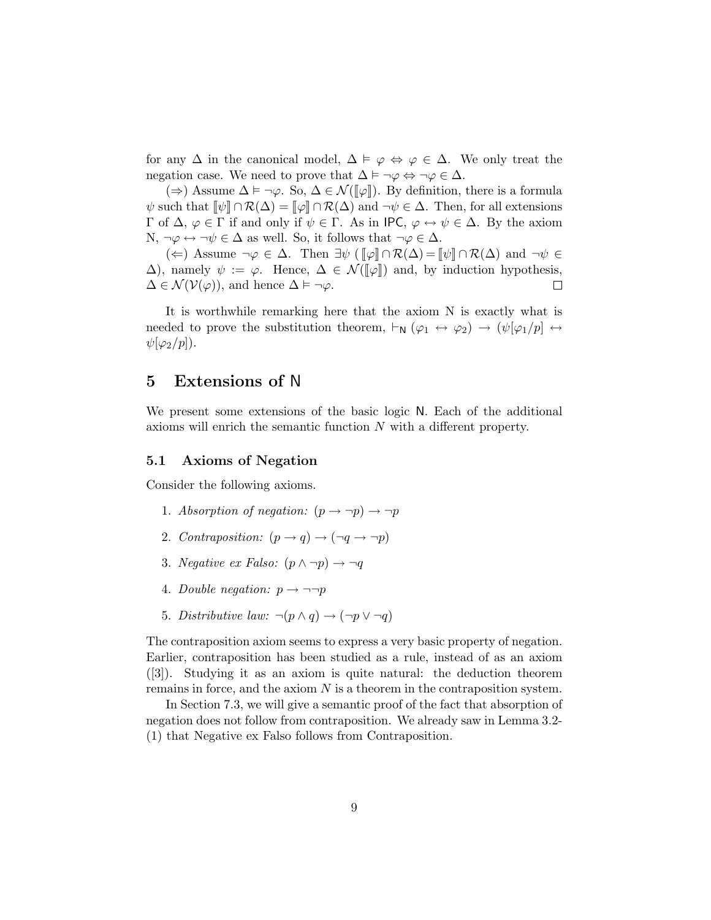for any $\Delta$ in the canonical model, $\Delta \vDash \varphi \Leftrightarrow \varphi \in \Delta$. We only treat the negation case. We need to prove that $\Delta \vDash \neg\varphi \Leftrightarrow \neg\varphi \in \Delta$.

($\Rightarrow$) Assume $\Delta \vDash \neg\varphi$. So, $\Delta \in \mathcal{N}([\![\varphi]\!])$. By definition, there is a formula $\psi$ such that $[\![\psi]\!] \cap \mathcal{R}(\Delta) = [\![\varphi]\!] \cap \mathcal{R}(\Delta)$ and $\neg\psi \in \Delta$. Then, for all extensions $\Gamma$ of $\Delta$, $\varphi \in \Gamma$ if and only if $\psi \in \Gamma$. As in $\mathsf{IPC}$, $\varphi \leftrightarrow \psi \in \Delta$. By the axiom N, $\neg\varphi \leftrightarrow \neg\psi \in \Delta$ as well. So, it follows that $\neg\varphi \in \Delta$.

($\Leftarrow$) Assume $\neg\varphi \in \Delta$. Then $\exists\psi$ ($[\![\varphi]\!] \cap \mathcal{R}(\Delta) = [\![\psi]\!] \cap \mathcal{R}(\Delta)$ and $\neg\psi \in \Delta$), namely $\psi := \varphi$. Hence, $\Delta \in \mathcal{N}([\![\varphi]\!])$ and, by induction hypothesis, $\Delta \in \mathcal{N}(\mathcal{V}(\varphi))$, and hence $\Delta \vDash \neg\varphi$. $\square$

It is worthwhile remarking here that the axiom N is exactly what is needed to prove the substitution theorem, $\vdash_{\mathsf{N}} (\varphi_1 \leftrightarrow \varphi_2) \rightarrow (\psi[\varphi_1/p] \leftrightarrow \psi[\varphi_2/p])$.

# 5 Extensions of $\mathsf{N}$

We present some extensions of the basic logic $\mathsf{N}$. Each of the additional axioms will enrich the semantic function $N$ with a different property.

## 5.1 Axioms of Negation

Consider the following axioms.

1. *Absorption of negation:* $(p \rightarrow \neg p) \rightarrow \neg p$
2. *Contraposition:* $(p \rightarrow q) \rightarrow (\neg q \rightarrow \neg p)$
3. *Negative ex Falso:* $(p \wedge \neg p) \rightarrow \neg q$
4. *Double negation:* $p \rightarrow \neg\neg p$
5. *Distributive law:* $\neg(p \wedge q) \rightarrow (\neg p \vee \neg q)$

The contraposition axiom seems to express a very basic property of negation. Earlier, contraposition has been studied as a rule, instead of as an axiom ([3]). Studying it as an axiom is quite natural: the deduction theorem remains in force, and the axiom $N$ is a theorem in the contraposition system.

In Section 7.3, we will give a semantic proof of the fact that absorption of negation does not follow from contraposition. We already saw in Lemma 3.2-(1) that Negative ex Falso follows from Contraposition.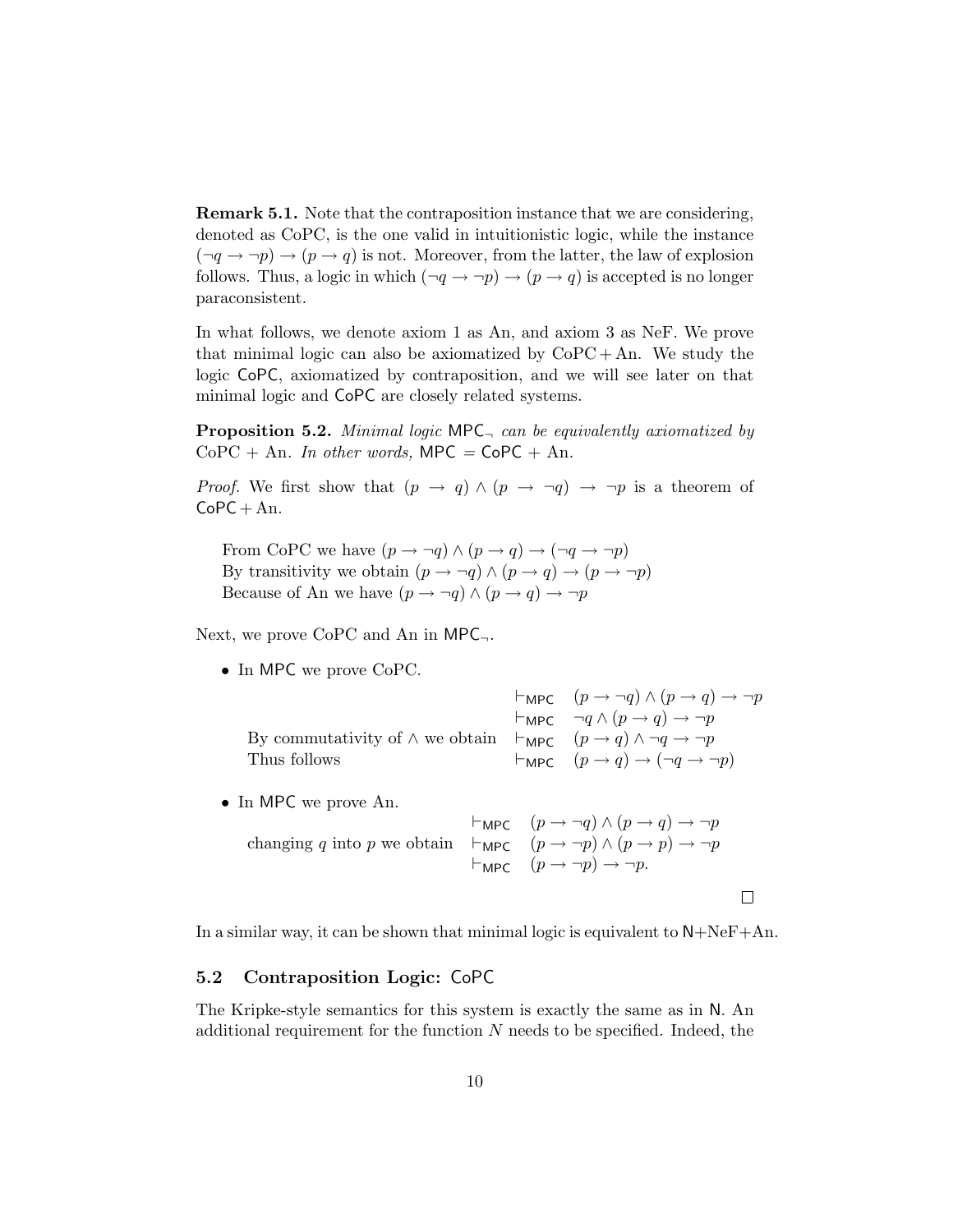**Remark 5.1.** Note that the contraposition instance that we are considering, denoted as CoPC, is the one valid in intuitionistic logic, while the instance $(\neg q \to \neg p) \to (p \to q)$ is not. Moreover, from the latter, the law of explosion follows. Thus, a logic in which $(\neg q \to \neg p) \to (p \to q)$ is accepted is no longer paraconsistent.

In what follows, we denote axiom 1 as An, and axiom 3 as NeF. We prove that minimal logic can also be axiomatized by CoPC + An. We study the logic $\mathsf{CoPC}$, axiomatized by contraposition, and we will see later on that minimal logic and $\mathsf{CoPC}$ are closely related systems.

**Proposition 5.2.** *Minimal logic* $\mathsf{MPC}_\neg$ *can be equivalently axiomatized by* CoPC + An. *In other words,* $\mathsf{MPC} = \mathsf{CoPC} + \text{An}$.

*Proof.* We first show that $(p \to q) \wedge (p \to \neg q) \to \neg p$ is a theorem of $\mathsf{CoPC} + \text{An}$.

From CoPC we have $(p \to \neg q) \wedge (p \to q) \to (\neg q \to \neg p)$
By transitivity we obtain $(p \to \neg q) \wedge (p \to q) \to (p \to \neg p)$
Because of An we have $(p \to \neg q) \wedge (p \to q) \to \neg p$

Next, we prove CoPC and An in $\mathsf{MPC}_\neg$.

- In $\mathsf{MPC}$ we prove CoPC.

| | | |
|---|---|---|
| | $\vdash_{\mathsf{MPC}}$ | $(p \to \neg q) \wedge (p \to q) \to \neg p$ |
| | $\vdash_{\mathsf{MPC}}$ | $\neg q \wedge (p \to q) \to \neg p$ |
| By commutativity of $\wedge$ we obtain | $\vdash_{\mathsf{MPC}}$ | $(p \to q) \wedge \neg q \to \neg p$ |
| Thus follows | $\vdash_{\mathsf{MPC}}$ | $(p \to q) \to (\neg q \to \neg p)$ |

- In $\mathsf{MPC}$ we prove An.

| | | |
|---|---|---|
| | $\vdash_{\mathsf{MPC}}$ | $(p \to \neg q) \wedge (p \to q) \to \neg p$ |
| changing $q$ into $p$ we obtain | $\vdash_{\mathsf{MPC}}$ | $(p \to \neg p) \wedge (p \to p) \to \neg p$ |
| | $\vdash_{\mathsf{MPC}}$ | $(p \to \neg p) \to \neg p.$ |

□

In a similar way, it can be shown that minimal logic is equivalent to $\mathsf{N}$+NeF+An.

## 5.2 Contraposition Logic: $\mathsf{CoPC}$

The Kripke-style semantics for this system is exactly the same as in $\mathsf{N}$. An additional requirement for the function $N$ needs to be specified. Indeed, the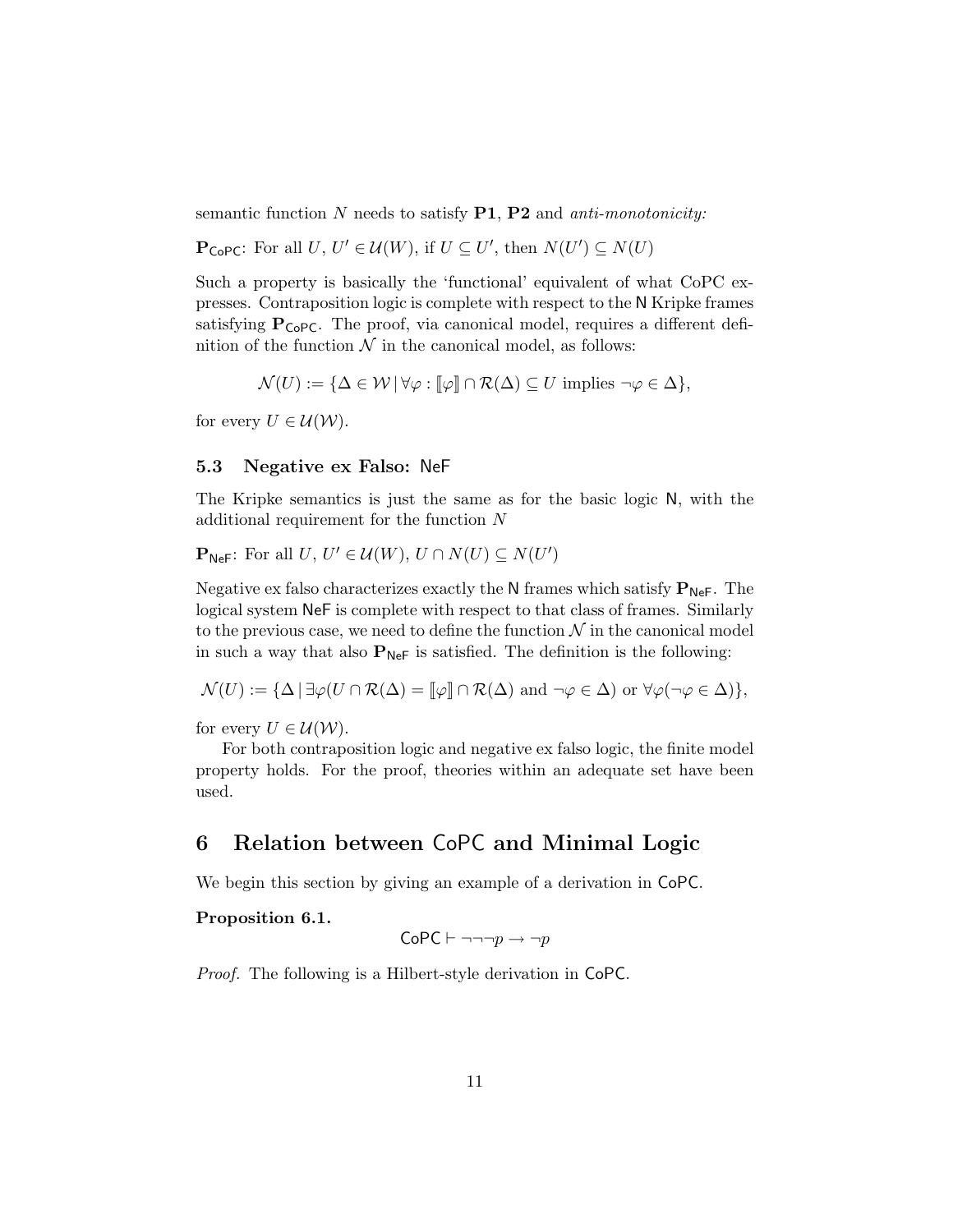semantic function $N$ needs to satisfy **P1**, **P2** and *anti-monotonicity:*

$\mathbf{P}_{\mathsf{CoPC}}$: For all $U, U' \in \mathcal{U}(W)$, if $U \subseteq U'$, then $N(U') \subseteq N(U)$

Such a property is basically the 'functional' equivalent of what CoPC expresses. Contraposition logic is complete with respect to the $\mathsf{N}$ Kripke frames satisfying $\mathbf{P}_{\mathsf{CoPC}}$. The proof, via canonical model, requires a different definition of the function $\mathcal{N}$ in the canonical model, as follows:

$$\mathcal{N}(U) := \{\Delta \in \mathcal{W} \mid \forall\varphi : [\![\varphi]\!] \cap \mathcal{R}(\Delta) \subseteq U \text{ implies } \neg\varphi \in \Delta\},$$

for every $U \in \mathcal{U}(\mathcal{W})$.

### 5.3 Negative ex Falso: NeF

The Kripke semantics is just the same as for the basic logic $\mathsf{N}$, with the additional requirement for the function $N$

$\mathbf{P}_{\mathsf{NeF}}$: For all $U, U' \in \mathcal{U}(W)$, $U \cap N(U) \subseteq N(U')$

Negative ex falso characterizes exactly the $\mathsf{N}$ frames which satisfy $\mathbf{P}_{\mathsf{NeF}}$. The logical system NeF is complete with respect to that class of frames. Similarly to the previous case, we need to define the function $\mathcal{N}$ in the canonical model in such a way that also $\mathbf{P}_{\mathsf{NeF}}$ is satisfied. The definition is the following:

$$\mathcal{N}(U) := \{\Delta \mid \exists\varphi(U \cap \mathcal{R}(\Delta) = [\![\varphi]\!] \cap \mathcal{R}(\Delta) \text{ and } \neg\varphi \in \Delta) \text{ or } \forall\varphi(\neg\varphi \in \Delta)\},$$

for every $U \in \mathcal{U}(\mathcal{W})$.

For both contraposition logic and negative ex falso logic, the finite model property holds. For the proof, theories within an adequate set have been used.

## 6 Relation between CoPC and Minimal Logic

We begin this section by giving an example of a derivation in CoPC.

**Proposition 6.1.**

$$\mathsf{CoPC} \vdash \neg\neg\neg p \to \neg p$$

*Proof.* The following is a Hilbert-style derivation in CoPC.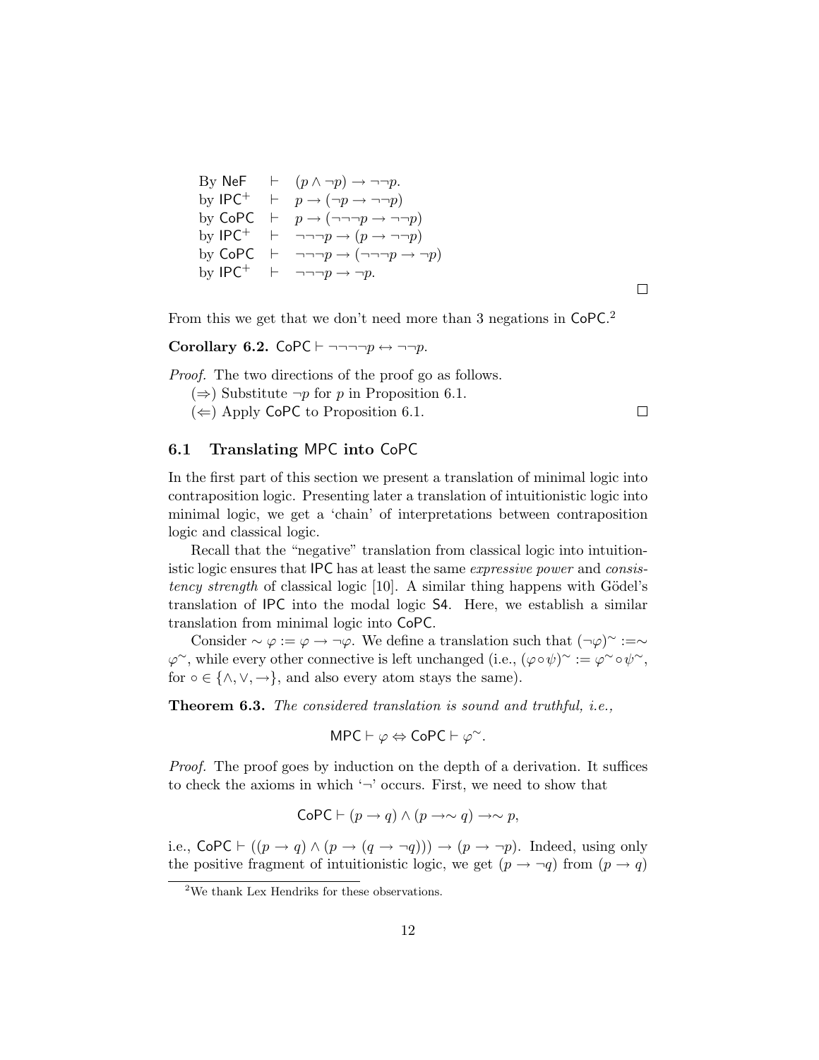| | | |
|---|---|---|
| By NeF | $\vdash$ | $(p \wedge \neg p) \rightarrow \neg\neg p.$ |
| by $\mathsf{IPC}^+$ | $\vdash$ | $p \rightarrow (\neg p \rightarrow \neg\neg p)$ |
| by CoPC | $\vdash$ | $p \rightarrow (\neg\neg\neg p \rightarrow \neg\neg p)$ |
| by $\mathsf{IPC}^+$ | $\vdash$ | $\neg\neg\neg p \rightarrow (p \rightarrow \neg\neg p)$ |
| by CoPC | $\vdash$ | $\neg\neg\neg p \rightarrow (\neg\neg\neg p \rightarrow \neg p)$ |
| by $\mathsf{IPC}^+$ | $\vdash$ | $\neg\neg\neg p \rightarrow \neg p.$ |

□

From this we get that we don't need more than 3 negations in CoPC.[2]

**Corollary 6.2.** $\mathsf{CoPC} \vdash \neg\neg\neg\neg p \leftrightarrow \neg\neg p.$

*Proof.* The two directions of the proof go as follows.

($\Rightarrow$) Substitute $\neg p$ for $p$ in Proposition 6.1.

($\Leftarrow$) Apply CoPC to Proposition 6.1. □

### 6.1 Translating MPC into CoPC

In the first part of this section we present a translation of minimal logic into contraposition logic. Presenting later a translation of intuitionistic logic into minimal logic, we get a 'chain' of interpretations between contraposition logic and classical logic.

Recall that the "negative" translation from classical logic into intuitionistic logic ensures that IPC has at least the same *expressive power* and *consistency strength* of classical logic [10]. A similar thing happens with Gödel's translation of IPC into the modal logic S4. Here, we establish a similar translation from minimal logic into CoPC.

Consider $\sim\varphi := \varphi \rightarrow \neg\varphi$. We define a translation such that $(\neg\varphi)^\sim := \sim\varphi^\sim$, while every other connective is left unchanged (i.e., $(\varphi \circ \psi)^\sim := \varphi^\sim \circ \psi^\sim$, for $\circ \in \{\wedge, \vee, \rightarrow\}$, and also every atom stays the same).

**Theorem 6.3.** *The considered translation is sound and truthful, i.e.,*

$$\mathsf{MPC} \vdash \varphi \Leftrightarrow \mathsf{CoPC} \vdash \varphi^\sim.$$

*Proof.* The proof goes by induction on the depth of a derivation. It suffices to check the axioms in which '$\neg$' occurs. First, we need to show that

$$\mathsf{CoPC} \vdash (p \rightarrow q) \wedge (p \rightarrow\sim q) \rightarrow\sim p,$$

i.e., $\mathsf{CoPC} \vdash ((p \rightarrow q) \wedge (p \rightarrow (q \rightarrow \neg q))) \rightarrow (p \rightarrow \neg p)$. Indeed, using only the positive fragment of intuitionistic logic, we get $(p \rightarrow \neg q)$ from $(p \rightarrow q)$

[2] We thank Lex Hendriks for these observations.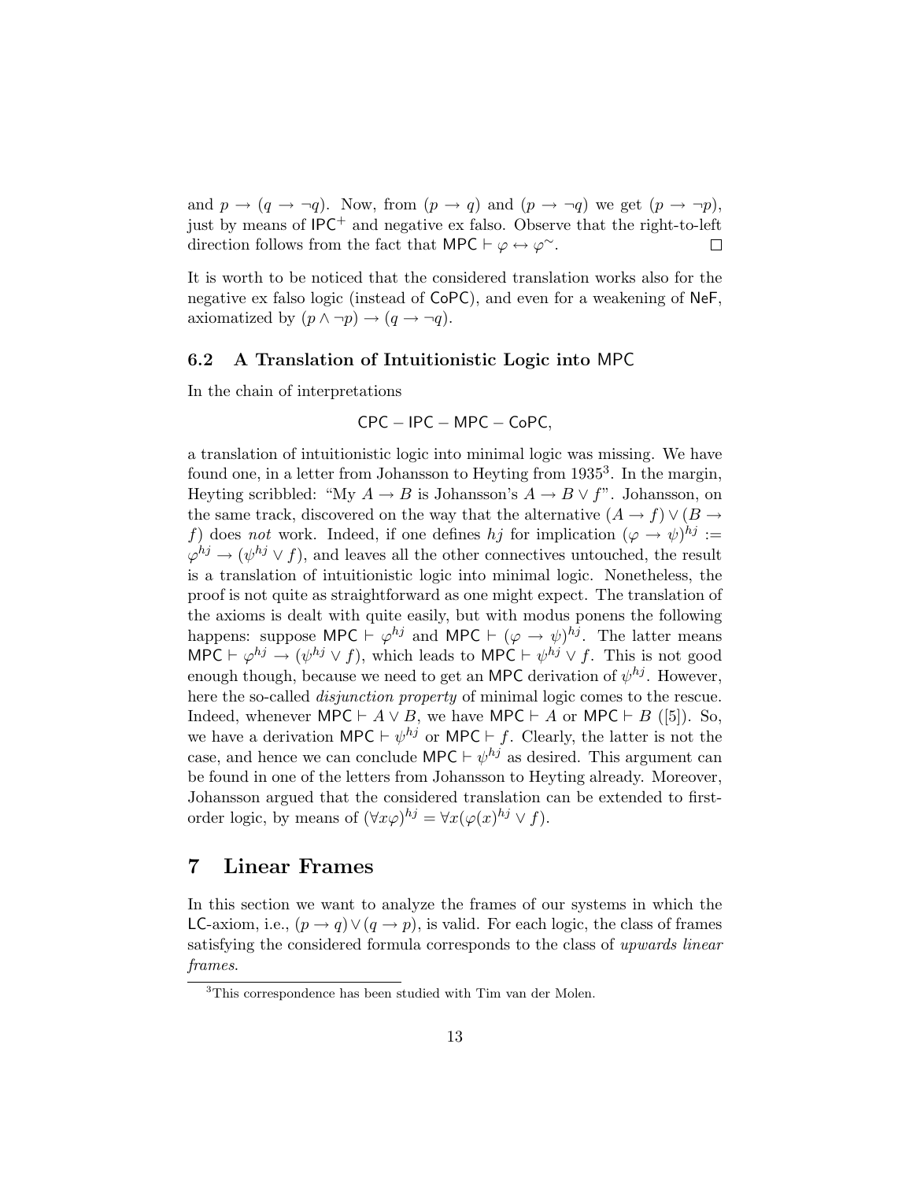and $p \to (q \to \neg q)$. Now, from $(p \to q)$ and $(p \to \neg q)$ we get $(p \to \neg p)$, just by means of $\mathsf{IPC}^+$ and negative ex falso. Observe that the right-to-left direction follows from the fact that $\mathsf{MPC} \vdash \varphi \leftrightarrow \varphi^{\sim}$. □

It is worth to be noticed that the considered translation works also for the negative ex falso logic (instead of $\mathsf{CoPC}$), and even for a weakening of $\mathsf{NeF}$, axiomatized by $(p \wedge \neg p) \to (q \to \neg q)$.

### 6.2 A Translation of Intuitionistic Logic into MPC

In the chain of interpretations

$$\mathsf{CPC} - \mathsf{IPC} - \mathsf{MPC} - \mathsf{CoPC},$$

a translation of intuitionistic logic into minimal logic was missing. We have found one, in a letter from Johansson to Heyting from 1935[3]. In the margin, Heyting scribbled: "My $A \to B$ is Johansson's $A \to B \vee f$". Johansson, on the same track, discovered on the way that the alternative $(A \to f) \vee (B \to f)$ does *not* work. Indeed, if one defines $hj$ for implication $(\varphi \to \psi)^{hj} := \varphi^{hj} \to (\psi^{hj} \vee f)$, and leaves all the other connectives untouched, the result is a translation of intuitionistic logic into minimal logic. Nonetheless, the proof is not quite as straightforward as one might expect. The translation of the axioms is dealt with quite easily, but with modus ponens the following happens: suppose $\mathsf{MPC} \vdash \varphi^{hj}$ and $\mathsf{MPC} \vdash (\varphi \to \psi)^{hj}$. The latter means $\mathsf{MPC} \vdash \varphi^{hj} \to (\psi^{hj} \vee f)$, which leads to $\mathsf{MPC} \vdash \psi^{hj} \vee f$. This is not good enough though, because we need to get an $\mathsf{MPC}$ derivation of $\psi^{hj}$. However, here the so-called *disjunction property* of minimal logic comes to the rescue. Indeed, whenever $\mathsf{MPC} \vdash A \vee B$, we have $\mathsf{MPC} \vdash A$ or $\mathsf{MPC} \vdash B$ ([5]). So, we have a derivation $\mathsf{MPC} \vdash \psi^{hj}$ or $\mathsf{MPC} \vdash f$. Clearly, the latter is not the case, and hence we can conclude $\mathsf{MPC} \vdash \psi^{hj}$ as desired. This argument can be found in one of the letters from Johansson to Heyting already. Moreover, Johansson argued that the considered translation can be extended to first-order logic, by means of $(\forall x \varphi)^{hj} = \forall x(\varphi(x)^{hj} \vee f)$.

## 7 Linear Frames

In this section we want to analyze the frames of our systems in which the $\mathsf{LC}$-axiom, i.e., $(p \to q) \vee (q \to p)$, is valid. For each logic, the class of frames satisfying the considered formula corresponds to the class of *upwards linear frames*.

[3] This correspondence has been studied with Tim van der Molen.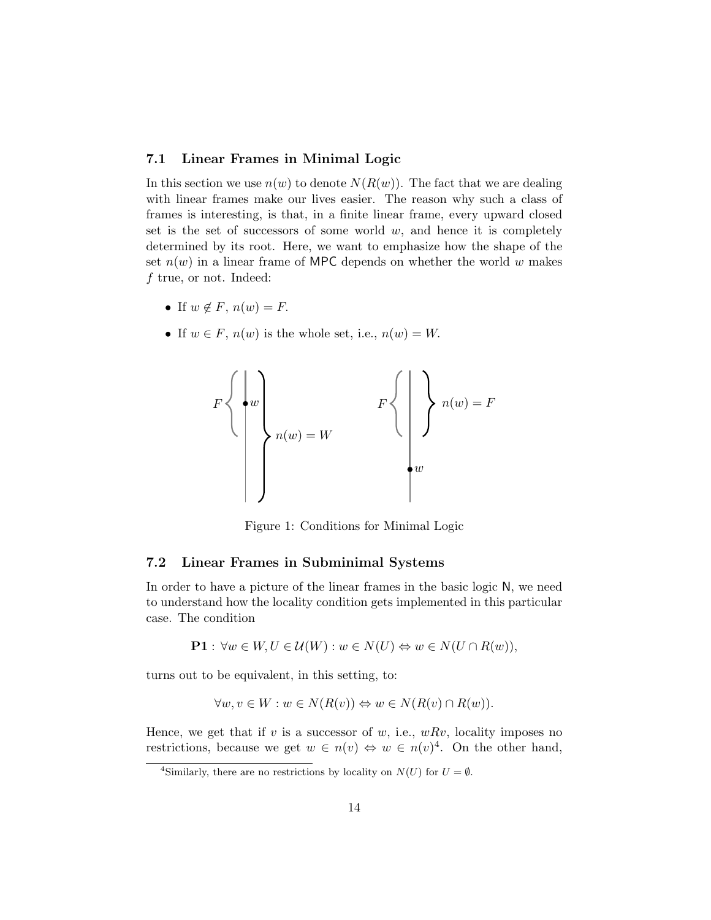### 7.1 Linear Frames in Minimal Logic

In this section we use $n(w)$ to denote $N(R(w))$. The fact that we are dealing with linear frames make our lives easier. The reason why such a class of frames is interesting, is that, in a finite linear frame, every upward closed set is the set of successors of some world $w$, and hence it is completely determined by its root. Here, we want to emphasize how the shape of the set $n(w)$ in a linear frame of MPC depends on whether the world $w$ makes $f$ true, or not. Indeed:

- If $w \notin F$, $n(w) = F$.
- If $w \in F$, $n(w)$ is the whole set, i.e., $n(w) = W$.

Figure 1: Conditions for Minimal Logic

### 7.2 Linear Frames in Subminimal Systems

In order to have a picture of the linear frames in the basic logic N, we need to understand how the locality condition gets implemented in this particular case. The condition

$$\mathbf{P1} : \forall w \in W, U \in \mathcal{U}(W) : w \in N(U) \Leftrightarrow w \in N(U \cap R(w)),$$

turns out to be equivalent, in this setting, to:

$$\forall w, v \in W : w \in N(R(v)) \Leftrightarrow w \in N(R(v) \cap R(w)).$$

Hence, we get that if $v$ is a successor of $w$, i.e., $wRv$, locality imposes no restrictions, because we get $w \in n(v) \Leftrightarrow w \in n(v)$[4]. On the other hand,

[4] Similarly, there are no restrictions by locality on $N(U)$ for $U = \emptyset$.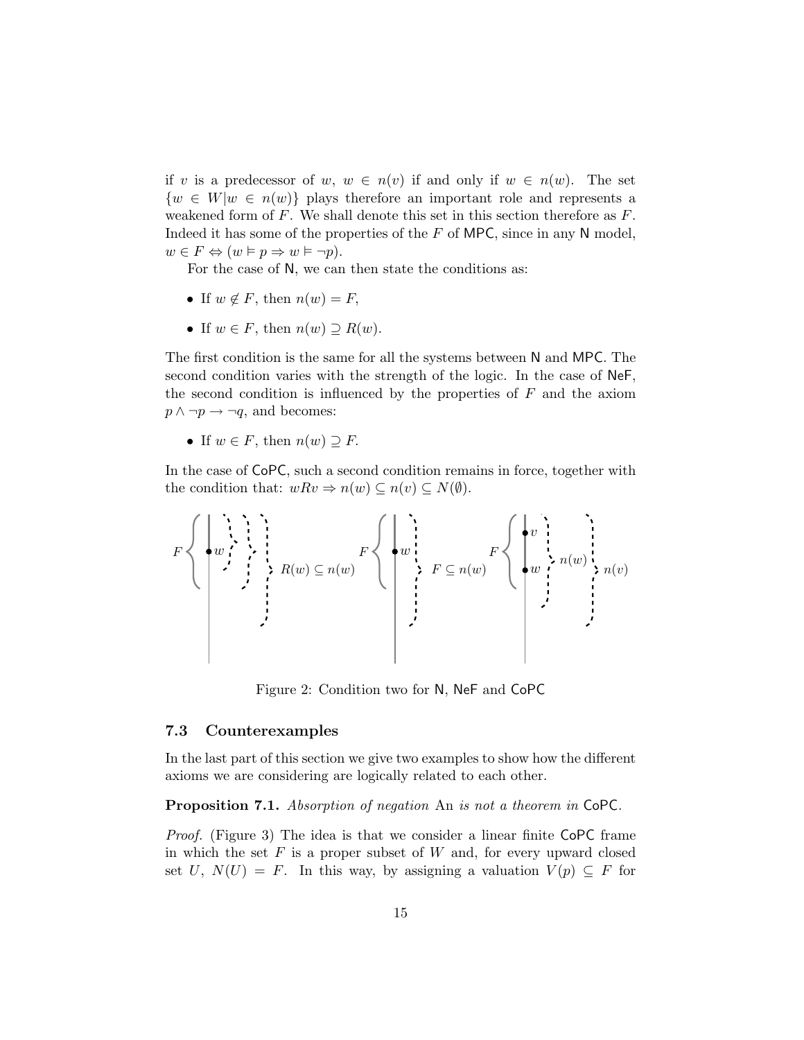if $v$ is a predecessor of $w$, $w \in n(v)$ if and only if $w \in n(w)$. The set $\{w \in W | w \in n(w)\}$ plays therefore an important role and represents a weakened form of $F$. We shall denote this set in this section therefore as $F$. Indeed it has some of the properties of the $F$ of MPC, since in any N model, $w \in F \Leftrightarrow (w \vDash p \Rightarrow w \vDash \neg p)$.

For the case of N, we can then state the conditions as:

- If $w \notin F$, then $n(w) = F$,
- If $w \in F$, then $n(w) \supseteq R(w)$.

The first condition is the same for all the systems between N and MPC. The second condition varies with the strength of the logic. In the case of NeF, the second condition is influenced by the properties of $F$ and the axiom $p \wedge \neg p \to \neg q$, and becomes:

- If $w \in F$, then $n(w) \supseteq F$.

In the case of CoPC, such a second condition remains in force, together with the condition that: $wRv \Rightarrow n(w) \subseteq n(v) \subseteq N(\emptyset)$.

Figure 2: Condition two for N, NeF and CoPC

### 7.3 Counterexamples

In the last part of this section we give two examples to show how the different axioms we are considering are logically related to each other.

**Proposition 7.1.** *Absorption of negation* An *is not a theorem in* CoPC.

*Proof.* (Figure 3) The idea is that we consider a linear finite CoPC frame in which the set $F$ is a proper subset of $W$ and, for every upward closed set $U$, $N(U) = F$. In this way, by assigning a valuation $V(p) \subseteq F$ for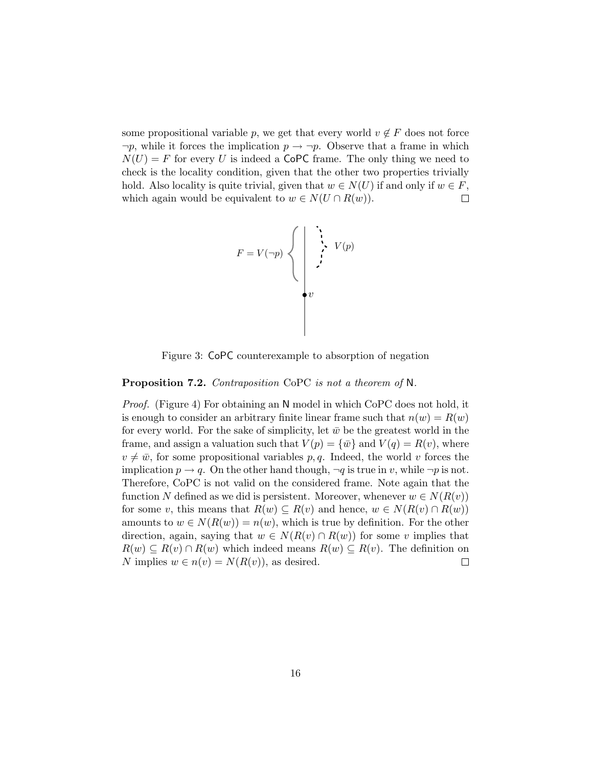some propositional variable $p$, we get that every world $v \notin F$ does not force $\neg p$, while it forces the implication $p \to \neg p$. Observe that a frame in which $N(U) = F$ for every $U$ is indeed a CoPC frame. The only thing we need to check is the locality condition, given that the other two properties trivially hold. Also locality is quite trivial, given that $w \in N(U)$ if and only if $w \in F$, which again would be equivalent to $w \in N(U \cap R(w))$. $\square$

Figure 3: CoPC counterexample to absorption of negation

**Proposition 7.2.** *Contraposition* CoPC *is not a theorem of* N.

*Proof.* (Figure 4) For obtaining an N model in which CoPC does not hold, it is enough to consider an arbitrary finite linear frame such that $n(w) = R(w)$ for every world. For the sake of simplicity, let $\bar{w}$ be the greatest world in the frame, and assign a valuation such that $V(p) = \{\bar{w}\}$ and $V(q) = R(v)$, where $v \neq \bar{w}$, for some propositional variables $p, q$. Indeed, the world $v$ forces the implication $p \to q$. On the other hand though, $\neg q$ is true in $v$, while $\neg p$ is not. Therefore, CoPC is not valid on the considered frame. Note again that the function $N$ defined as we did is persistent. Moreover, whenever $w \in N(R(v))$ for some $v$, this means that $R(w) \subseteq R(v)$ and hence, $w \in N(R(v) \cap R(w))$ amounts to $w \in N(R(w)) = n(w)$, which is true by definition. For the other direction, again, saying that $w \in N(R(v) \cap R(w))$ for some $v$ implies that $R(w) \subseteq R(v) \cap R(w)$ which indeed means $R(w) \subseteq R(v)$. The definition on $N$ implies $w \in n(v) = N(R(v))$, as desired. $\square$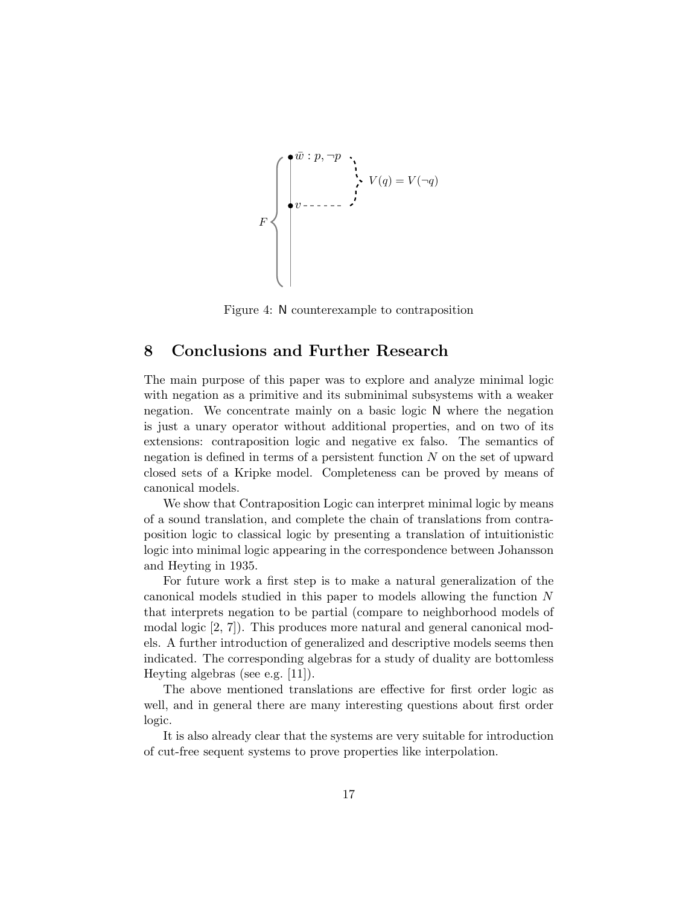Figure 4: N counterexample to contraposition

## 8 Conclusions and Further Research

The main purpose of this paper was to explore and analyze minimal logic with negation as a primitive and its subminimal subsystems with a weaker negation. We concentrate mainly on a basic logic N where the negation is just a unary operator without additional properties, and on two of its extensions: contraposition logic and negative ex falso. The semantics of negation is defined in terms of a persistent function $N$ on the set of upward closed sets of a Kripke model. Completeness can be proved by means of canonical models.

We show that Contraposition Logic can interpret minimal logic by means of a sound translation, and complete the chain of translations from contraposition logic to classical logic by presenting a translation of intuitionistic logic into minimal logic appearing in the correspondence between Johansson and Heyting in 1935.

For future work a first step is to make a natural generalization of the canonical models studied in this paper to models allowing the function $N$ that interprets negation to be partial (compare to neighborhood models of modal logic [2, 7]). This produces more natural and general canonical models. A further introduction of generalized and descriptive models seems then indicated. The corresponding algebras for a study of duality are bottomless Heyting algebras (see e.g. [11]).

The above mentioned translations are effective for first order logic as well, and in general there are many interesting questions about first order logic.

It is also already clear that the systems are very suitable for introduction of cut-free sequent systems to prove properties like interpolation.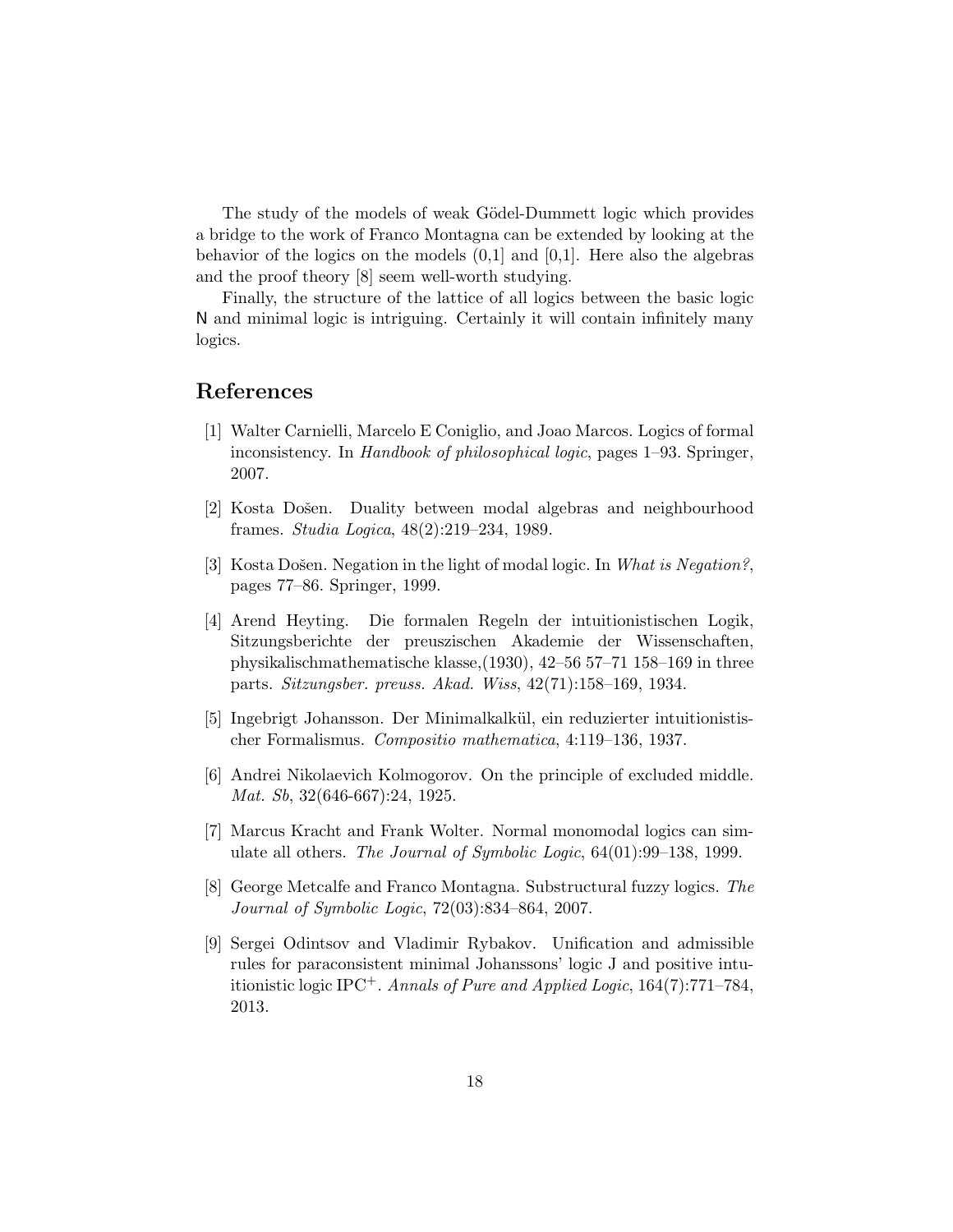The study of the models of weak Gödel-Dummett logic which provides a bridge to the work of Franco Montagna can be extended by looking at the behavior of the logics on the models (0,1] and [0,1]. Here also the algebras and the proof theory [8] seem well-worth studying.

Finally, the structure of the lattice of all logics between the basic logic N and minimal logic is intriguing. Certainly it will contain infinitely many logics.

# References

[1] Walter Carnielli, Marcelo E Coniglio, and Joao Marcos. Logics of formal inconsistency. In *Handbook of philosophical logic*, pages 1–93. Springer, 2007.

[2] Kosta Došen. Duality between modal algebras and neighbourhood frames. *Studia Logica*, 48(2):219–234, 1989.

[3] Kosta Došen. Negation in the light of modal logic. In *What is Negation?*, pages 77–86. Springer, 1999.

[4] Arend Heyting. Die formalen Regeln der intuitionistischen Logik, Sitzungsberichte der preuszischen Akademie der Wissenschaften, physikalischmathematische klasse,(1930), 42–56 57–71 158–169 in three parts. *Sitzungsber. preuss. Akad. Wiss*, 42(71):158–169, 1934.

[5] Ingebrigt Johansson. Der Minimalkalkül, ein reduzierter intuitionistischer Formalismus. *Compositio mathematica*, 4:119–136, 1937.

[6] Andrei Nikolaevich Kolmogorov. On the principle of excluded middle. *Mat. Sb*, 32(646-667):24, 1925.

[7] Marcus Kracht and Frank Wolter. Normal monomodal logics can simulate all others. *The Journal of Symbolic Logic*, 64(01):99–138, 1999.

[8] George Metcalfe and Franco Montagna. Substructural fuzzy logics. *The Journal of Symbolic Logic*, 72(03):834–864, 2007.

[9] Sergei Odintsov and Vladimir Rybakov. Unification and admissible rules for paraconsistent minimal Johanssons' logic J and positive intuitionistic logic $\mathrm{IPC}^{+}$. *Annals of Pure and Applied Logic*, 164(7):771–784, 2013.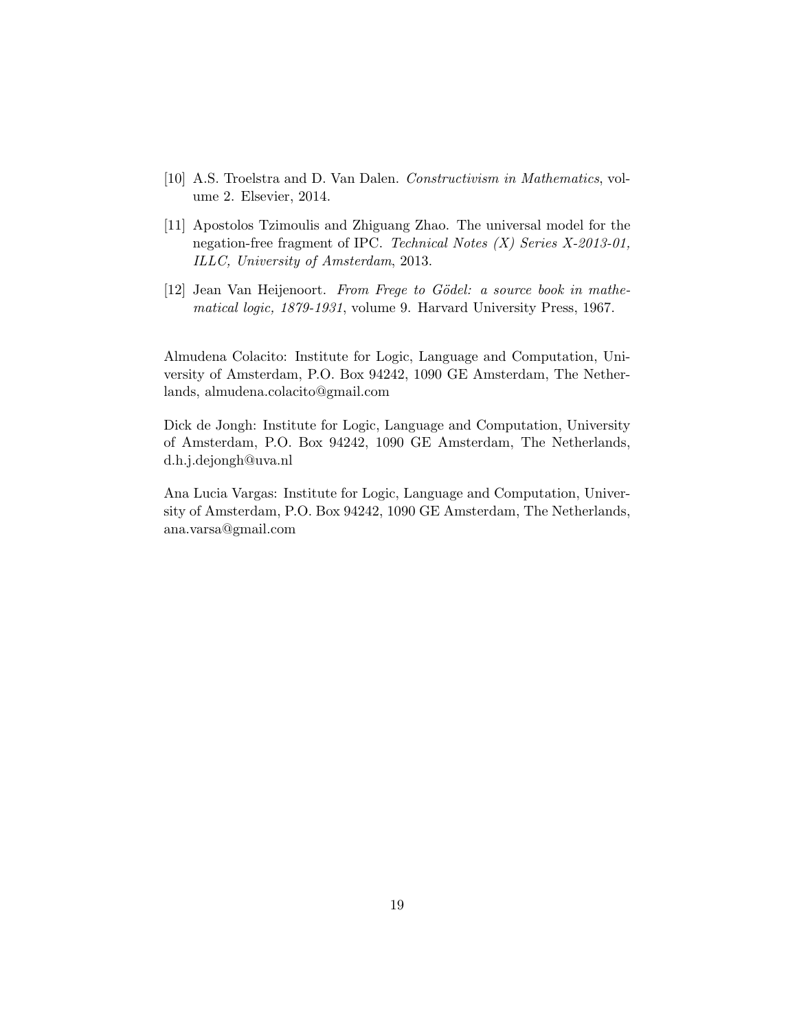[10] A.S. Troelstra and D. Van Dalen. *Constructivism in Mathematics*, volume 2. Elsevier, 2014.

[11] Apostolos Tzimoulis and Zhiguang Zhao. The universal model for the negation-free fragment of IPC. *Technical Notes (X) Series X-2013-01, ILLC, University of Amsterdam*, 2013.

[12] Jean Van Heijenoort. *From Frege to Gödel: a source book in mathematical logic, 1879-1931*, volume 9. Harvard University Press, 1967.

Almudena Colacito: Institute for Logic, Language and Computation, University of Amsterdam, P.O. Box 94242, 1090 GE Amsterdam, The Netherlands, almudena.colacito@gmail.com

Dick de Jongh: Institute for Logic, Language and Computation, University of Amsterdam, P.O. Box 94242, 1090 GE Amsterdam, The Netherlands, d.h.j.dejongh@uva.nl

Ana Lucia Vargas: Institute for Logic, Language and Computation, University of Amsterdam, P.O. Box 94242, 1090 GE Amsterdam, The Netherlands, ana.varsa@gmail.com